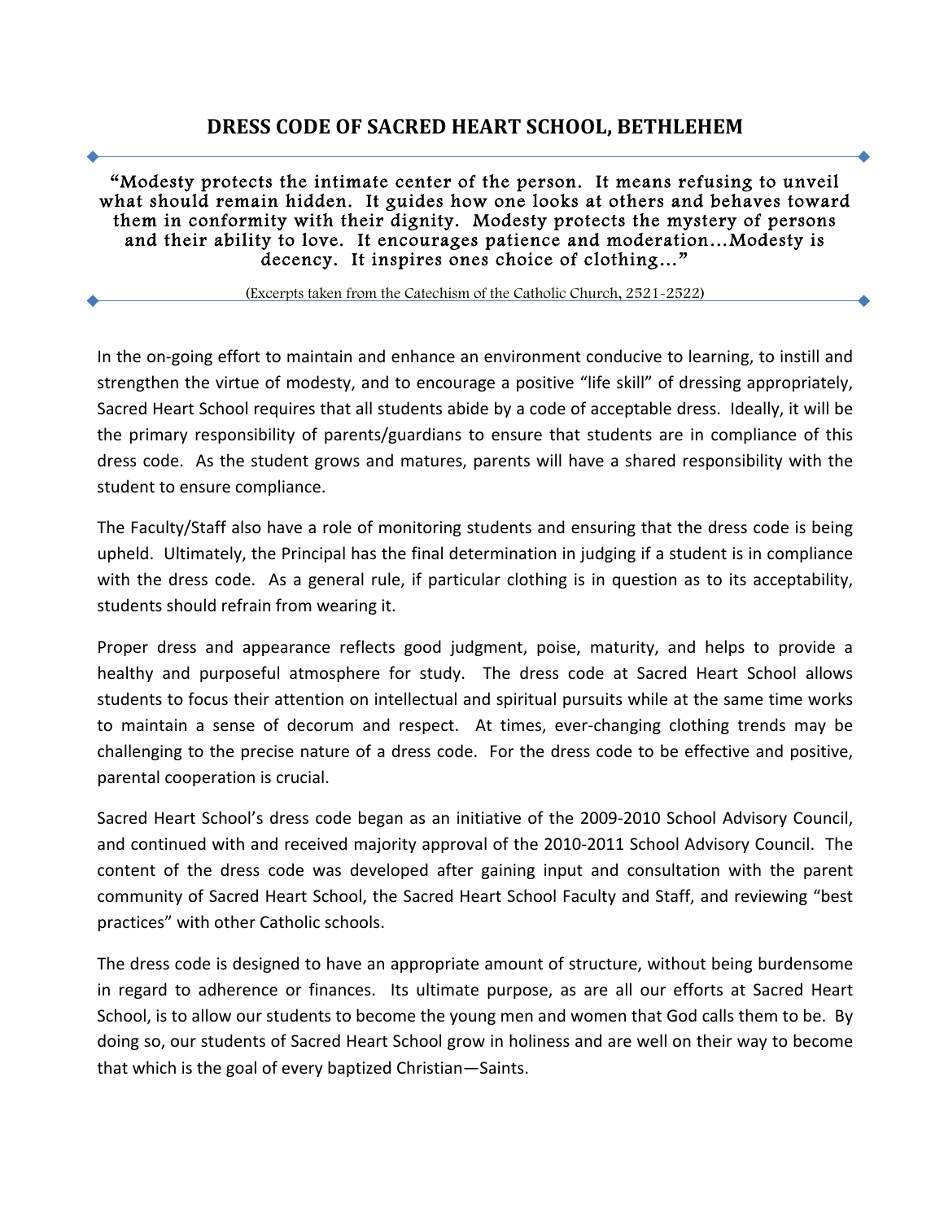# DRESS CODE OF SACRED HEART SCHOOL, BETHLEHEM

---

"Modesty protects the intimate center of the person. It means refusing to unveil what should remain hidden. It guides how one looks at others and behaves toward them in conformity with their dignity. Modesty protects the mystery of persons and their ability to love. It encourages patience and moderation…Modesty is decency. It inspires ones choice of clothing…"

(Excerpts taken from the Catechism of the Catholic Church, 2521-2522)

---

In the on-going effort to maintain and enhance an environment conducive to learning, to instill and strengthen the virtue of modesty, and to encourage a positive "life skill" of dressing appropriately, Sacred Heart School requires that all students abide by a code of acceptable dress. Ideally, it will be the primary responsibility of parents/guardians to ensure that students are in compliance of this dress code. As the student grows and matures, parents will have a shared responsibility with the student to ensure compliance.

The Faculty/Staff also have a role of monitoring students and ensuring that the dress code is being upheld. Ultimately, the Principal has the final determination in judging if a student is in compliance with the dress code. As a general rule, if particular clothing is in question as to its acceptability, students should refrain from wearing it.

Proper dress and appearance reflects good judgment, poise, maturity, and helps to provide a healthy and purposeful atmosphere for study. The dress code at Sacred Heart School allows students to focus their attention on intellectual and spiritual pursuits while at the same time works to maintain a sense of decorum and respect. At times, ever-changing clothing trends may be challenging to the precise nature of a dress code. For the dress code to be effective and positive, parental cooperation is crucial.

Sacred Heart School's dress code began as an initiative of the 2009-2010 School Advisory Council, and continued with and received majority approval of the 2010-2011 School Advisory Council. The content of the dress code was developed after gaining input and consultation with the parent community of Sacred Heart School, the Sacred Heart School Faculty and Staff, and reviewing "best practices" with other Catholic schools.

The dress code is designed to have an appropriate amount of structure, without being burdensome in regard to adherence or finances. Its ultimate purpose, as are all our efforts at Sacred Heart School, is to allow our students to become the young men and women that God calls them to be. By doing so, our students of Sacred Heart School grow in holiness and are well on their way to become that which is the goal of every baptized Christian—Saints.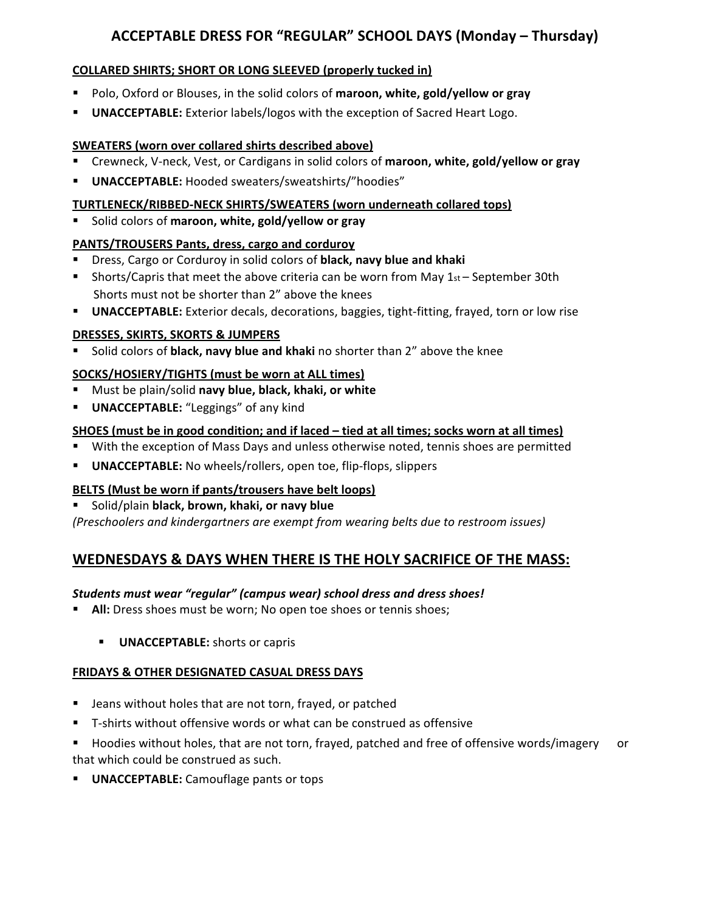# ACCEPTABLE DRESS FOR "REGULAR" SCHOOL DAYS (Monday – Thursday)

**COLLARED SHIRTS; SHORT OR LONG SLEEVED (properly tucked in)**

- Polo, Oxford or Blouses, in the solid colors of **maroon, white, gold/yellow or gray**
- **UNACCEPTABLE:** Exterior labels/logos with the exception of Sacred Heart Logo.

**SWEATERS (worn over collared shirts described above)**

- Crewneck, V-neck, Vest, or Cardigans in solid colors of **maroon, white, gold/yellow or gray**
- **UNACCEPTABLE:** Hooded sweaters/sweatshirts/"hoodies"

**TURTLENECK/RIBBED-NECK SHIRTS/SWEATERS (worn underneath collared tops)**

- Solid colors of **maroon, white, gold/yellow or gray**

**PANTS/TROUSERS Pants, dress, cargo and corduroy**

- Dress, Cargo or Corduroy in solid colors of **black, navy blue and khaki**
- Shorts/Capris that meet the above criteria can be worn from May 1st – September 30th
  Shorts must not be shorter than 2" above the knees
- **UNACCEPTABLE:** Exterior decals, decorations, baggies, tight-fitting, frayed, torn or low rise

**DRESSES, SKIRTS, SKORTS & JUMPERS**

- Solid colors of **black, navy blue and khaki** no shorter than 2" above the knee

**SOCKS/HOSIERY/TIGHTS (must be worn at ALL times)**

- Must be plain/solid **navy blue, black, khaki, or white**
- **UNACCEPTABLE:** "Leggings" of any kind

**SHOES (must be in good condition; and if laced – tied at all times; socks worn at all times)**

- With the exception of Mass Days and unless otherwise noted, tennis shoes are permitted
- **UNACCEPTABLE:** No wheels/rollers, open toe, flip-flops, slippers

**BELTS (Must be worn if pants/trousers have belt loops)**

- Solid/plain **black, brown, khaki, or navy blue**

*(Preschoolers and kindergartners are exempt from wearing belts due to restroom issues)*

## WEDNESDAYS & DAYS WHEN THERE IS THE HOLY SACRIFICE OF THE MASS:

***Students must wear "regular" (campus wear) school dress and dress shoes!***

- **All:** Dress shoes must be worn; No open toe shoes or tennis shoes;
  - **UNACCEPTABLE:** shorts or capris

**FRIDAYS & OTHER DESIGNATED CASUAL DRESS DAYS**

- Jeans without holes that are not torn, frayed, or patched
- T-shirts without offensive words or what can be construed as offensive
- Hoodies without holes, that are not torn, frayed, patched and free of offensive words/imagery or that which could be construed as such.
- **UNACCEPTABLE:** Camouflage pants or tops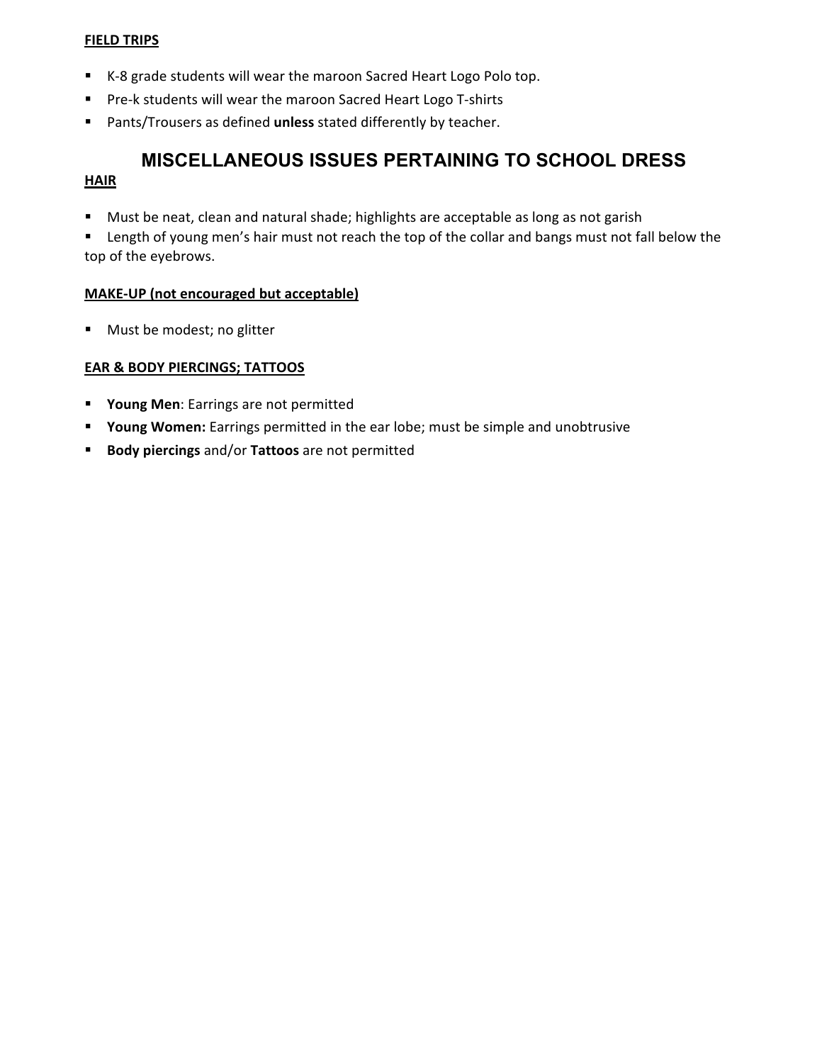**FIELD TRIPS**

- K-8 grade students will wear the maroon Sacred Heart Logo Polo top.
- Pre-k students will wear the maroon Sacred Heart Logo T-shirts
- Pants/Trousers as defined **unless** stated differently by teacher.

## MISCELLANEOUS ISSUES PERTAINING TO SCHOOL DRESS

**HAIR**

- Must be neat, clean and natural shade; highlights are acceptable as long as not garish
- Length of young men's hair must not reach the top of the collar and bangs must not fall below the top of the eyebrows.

**MAKE-UP (not encouraged but acceptable)**

- Must be modest; no glitter

**EAR & BODY PIERCINGS; TATTOOS**

- **Young Men**: Earrings are not permitted
- **Young Women:** Earrings permitted in the ear lobe; must be simple and unobtrusive
- **Body piercings** and/or **Tattoos** are not permitted